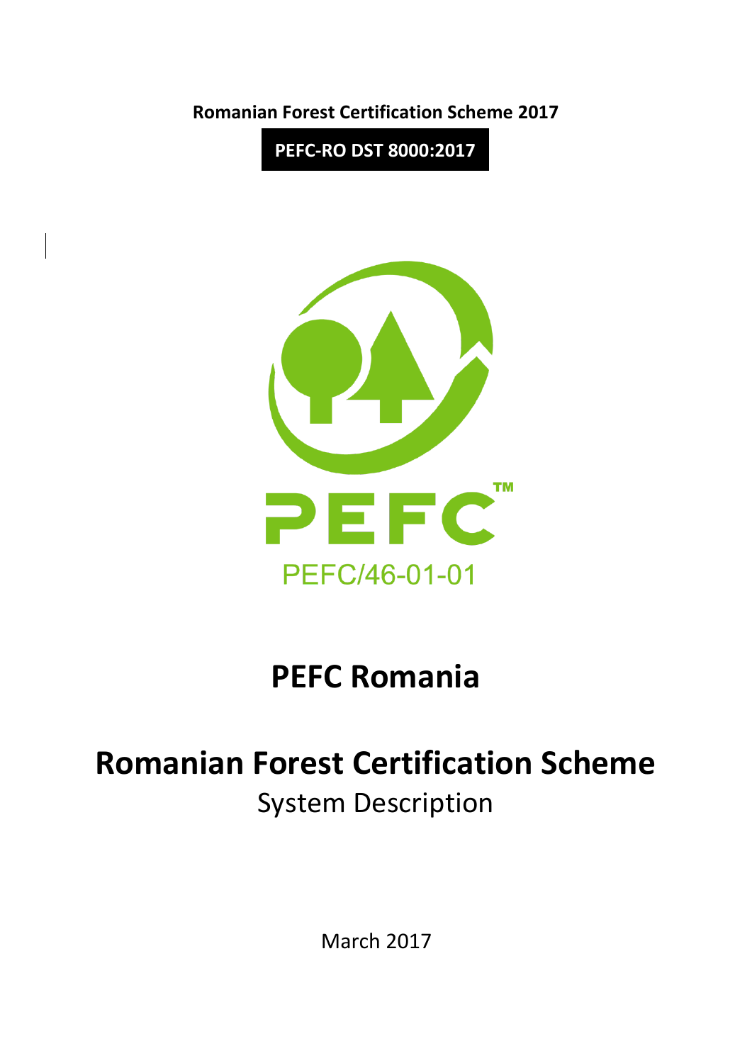**Romanian Forest Certification Scheme 2017**

**PEFC-RO DST 8000:2017**

PEFC/46-01-01

# PEFC Romania

# Romanian Forest Certification Scheme

System Description

March 2017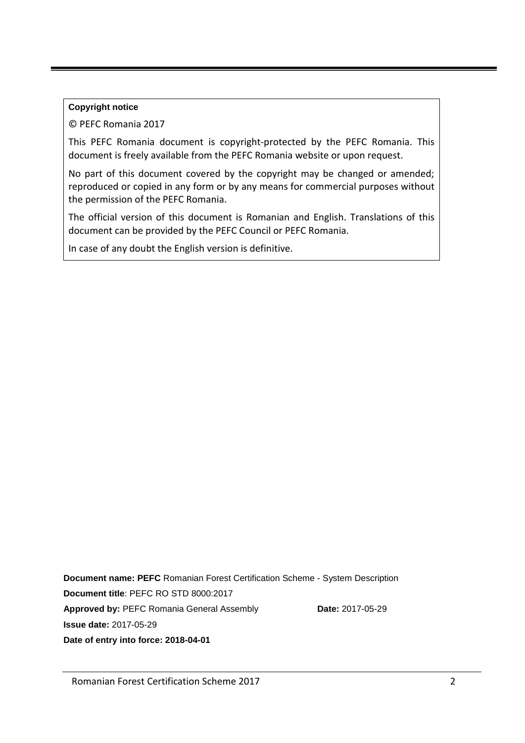**Copyright notice**

© PEFC Romania 2017

This PEFC Romania document is copyright-protected by the PEFC Romania. This document is freely available from the PEFC Romania website or upon request.

No part of this document covered by the copyright may be changed or amended; reproduced or copied in any form or by any means for commercial purposes without the permission of the PEFC Romania.

The official version of this document is Romanian and English. Translations of this document can be provided by the PEFC Council or PEFC Romania.

In case of any doubt the English version is definitive.

**Document name: PEFC** Romanian Forest Certification Scheme - System Description

**Document title**: PEFC RO STD 8000:2017

**Approved by:** PEFC Romania General Assembly **Date:** 2017-05-29

**Issue date:** 2017-05-29

**Date of entry into force: 2018-04-01**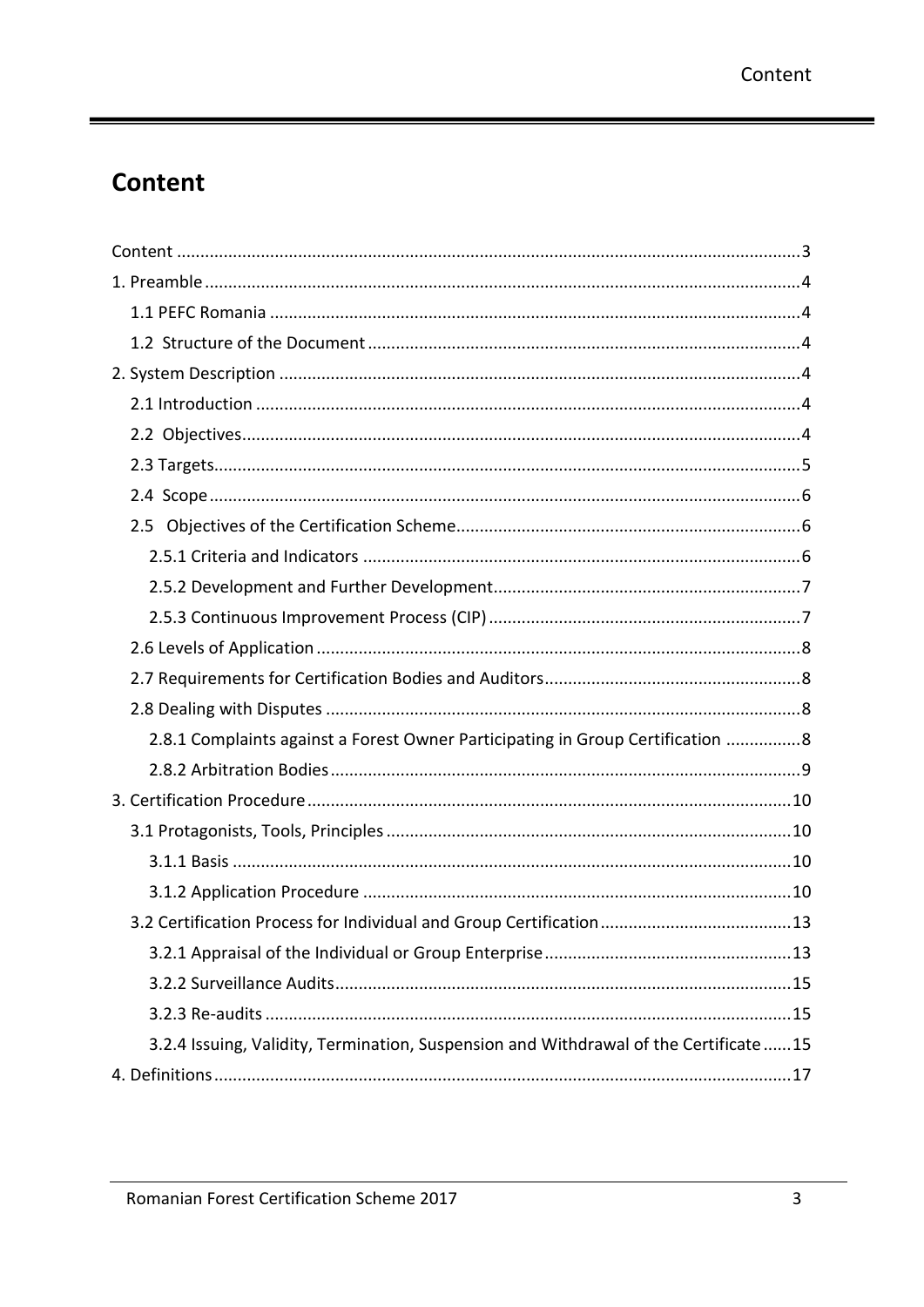# Content

- Content .......... 3
- 1. Preamble .......... 4
  - 1.1 PEFC Romania .......... 4
  - 1.2 Structure of the Document .......... 4
- 2. System Description .......... 4
  - 2.1 Introduction .......... 4
  - 2.2 Objectives .......... 4
  - 2.3 Targets .......... 5
  - 2.4 Scope .......... 6
  - 2.5 Objectives of the Certification Scheme .......... 6
    - 2.5.1 Criteria and Indicators .......... 6
    - 2.5.2 Development and Further Development .......... 7
    - 2.5.3 Continuous Improvement Process (CIP) .......... 7
  - 2.6 Levels of Application .......... 8
  - 2.7 Requirements for Certification Bodies and Auditors .......... 8
  - 2.8 Dealing with Disputes .......... 8
    - 2.8.1 Complaints against a Forest Owner Participating in Group Certification .......... 8
    - 2.8.2 Arbitration Bodies .......... 9
- 3. Certification Procedure .......... 10
  - 3.1 Protagonists, Tools, Principles .......... 10
    - 3.1.1 Basis .......... 10
    - 3.1.2 Application Procedure .......... 10
  - 3.2 Certification Process for Individual and Group Certification .......... 13
    - 3.2.1 Appraisal of the Individual or Group Enterprise .......... 13
    - 3.2.2 Surveillance Audits .......... 15
    - 3.2.3 Re-audits .......... 15
    - 3.2.4 Issuing, Validity, Termination, Suspension and Withdrawal of the Certificate .......... 15
- 4. Definitions .......... 17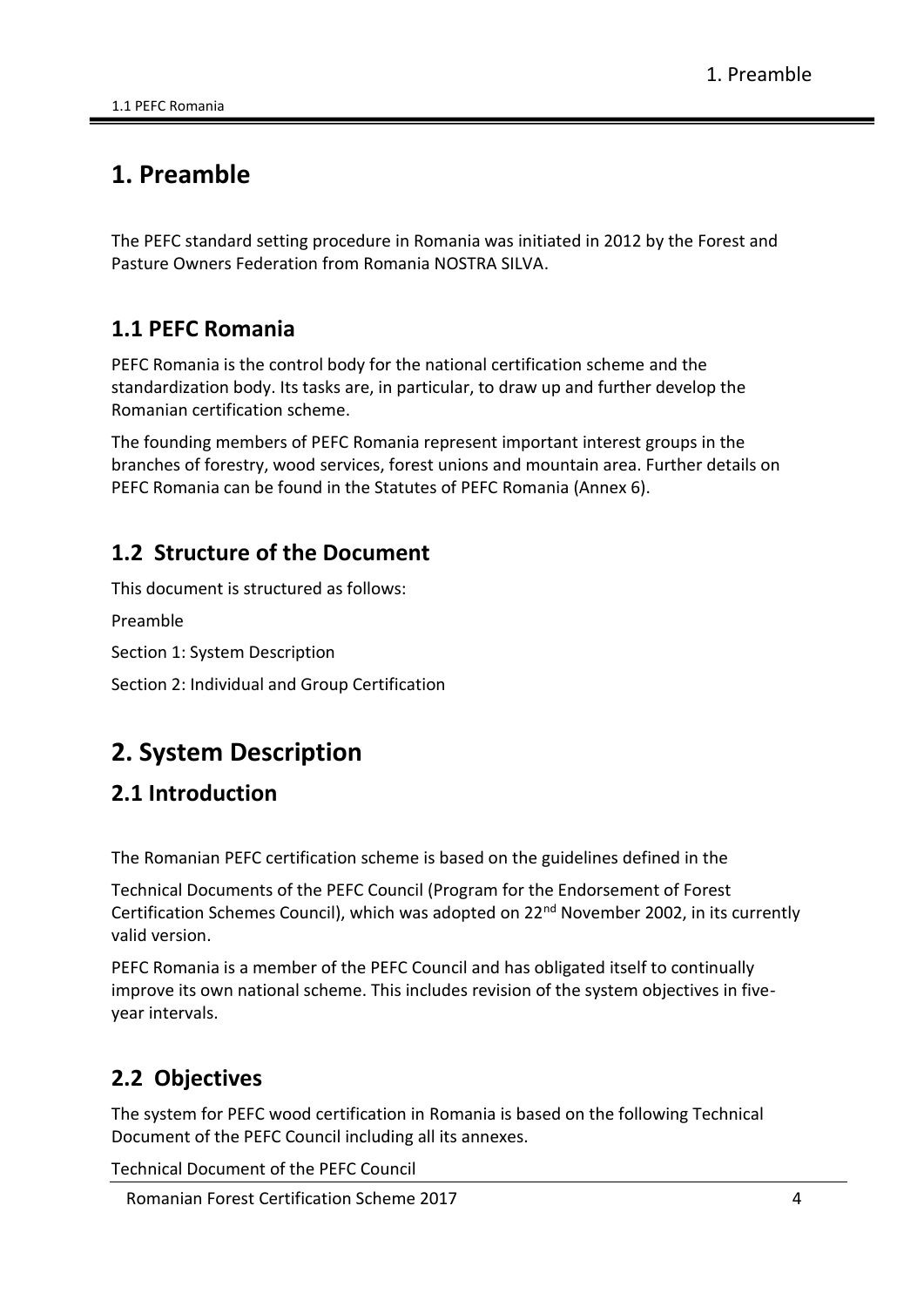# 1. Preamble

The PEFC standard setting procedure in Romania was initiated in 2012 by the Forest and Pasture Owners Federation from Romania NOSTRA SILVA.

## 1.1 PEFC Romania

PEFC Romania is the control body for the national certification scheme and the standardization body. Its tasks are, in particular, to draw up and further develop the Romanian certification scheme.

The founding members of PEFC Romania represent important interest groups in the branches of forestry, wood services, forest unions and mountain area. Further details on PEFC Romania can be found in the Statutes of PEFC Romania (Annex 6).

## 1.2 Structure of the Document

This document is structured as follows:

Preamble

Section 1: System Description

Section 2: Individual and Group Certification

# 2. System Description

## 2.1 Introduction

The Romanian PEFC certification scheme is based on the guidelines defined in the

Technical Documents of the PEFC Council (Program for the Endorsement of Forest Certification Schemes Council), which was adopted on 22nd November 2002, in its currently valid version.

PEFC Romania is a member of the PEFC Council and has obligated itself to continually improve its own national scheme. This includes revision of the system objectives in five-year intervals.

## 2.2 Objectives

The system for PEFC wood certification in Romania is based on the following Technical Document of the PEFC Council including all its annexes.

Technical Document of the PEFC Council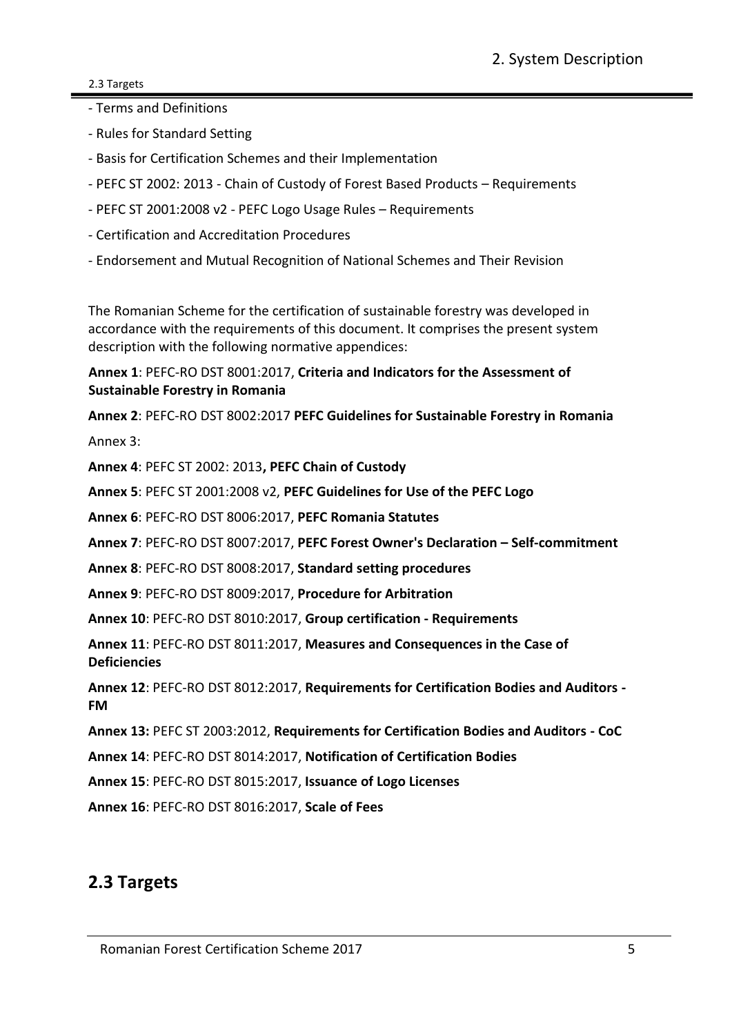- Terms and Definitions
- Rules for Standard Setting
- Basis for Certification Schemes and their Implementation
- PEFC ST 2002: 2013 - Chain of Custody of Forest Based Products – Requirements
- PEFC ST 2001:2008 v2 - PEFC Logo Usage Rules – Requirements
- Certification and Accreditation Procedures
- Endorsement and Mutual Recognition of National Schemes and Their Revision

The Romanian Scheme for the certification of sustainable forestry was developed in accordance with the requirements of this document. It comprises the present system description with the following normative appendices:

**Annex 1**: PEFC-RO DST 8001:2017, **Criteria and Indicators for the Assessment of Sustainable Forestry in Romania**

**Annex 2**: PEFC-RO DST 8002:2017 **PEFC Guidelines for Sustainable Forestry in Romania**

Annex 3:

**Annex 4**: PEFC ST 2002: 2013**, PEFC Chain of Custody**

**Annex 5**: PEFC ST 2001:2008 v2, **PEFC Guidelines for Use of the PEFC Logo**

**Annex 6**: PEFC-RO DST 8006:2017, **PEFC Romania Statutes**

**Annex 7**: PEFC-RO DST 8007:2017, **PEFC Forest Owner's Declaration – Self-commitment**

**Annex 8**: PEFC-RO DST 8008:2017, **Standard setting procedures**

**Annex 9**: PEFC-RO DST 8009:2017, **Procedure for Arbitration**

**Annex 10**: PEFC-RO DST 8010:2017, **Group certification - Requirements**

**Annex 11**: PEFC-RO DST 8011:2017, **Measures and Consequences in the Case of Deficiencies**

**Annex 12**: PEFC-RO DST 8012:2017, **Requirements for Certification Bodies and Auditors - FM**

**Annex 13:** PEFC ST 2003:2012, **Requirements for Certification Bodies and Auditors - CoC**

**Annex 14**: PEFC-RO DST 8014:2017, **Notification of Certification Bodies**

**Annex 15**: PEFC-RO DST 8015:2017, **Issuance of Logo Licenses**

**Annex 16**: PEFC-RO DST 8016:2017, **Scale of Fees**

## 2.3 Targets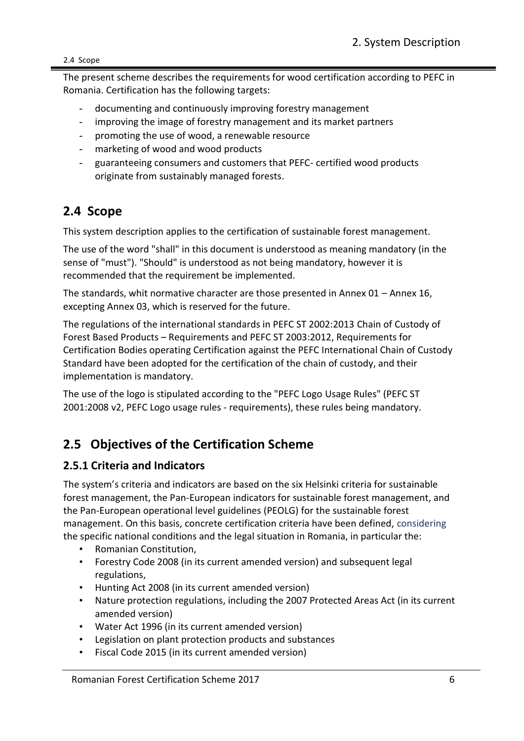The present scheme describes the requirements for wood certification according to PEFC in Romania. Certification has the following targets:

- documenting and continuously improving forestry management
- improving the image of forestry management and its market partners
- promoting the use of wood, a renewable resource
- marketing of wood and wood products
- guaranteeing consumers and customers that PEFC- certified wood products originate from sustainably managed forests.

## 2.4 Scope

This system description applies to the certification of sustainable forest management.

The use of the word "shall" in this document is understood as meaning mandatory (in the sense of "must"). "Should" is understood as not being mandatory, however it is recommended that the requirement be implemented.

The standards, whit normative character are those presented in Annex 01 – Annex 16, excepting Annex 03, which is reserved for the future.

The regulations of the international standards in PEFC ST 2002:2013 Chain of Custody of Forest Based Products – Requirements and PEFC ST 2003:2012, Requirements for Certification Bodies operating Certification against the PEFC International Chain of Custody Standard have been adopted for the certification of the chain of custody, and their implementation is mandatory.

The use of the logo is stipulated according to the "PEFC Logo Usage Rules" (PEFC ST 2001:2008 v2, PEFC Logo usage rules - requirements), these rules being mandatory.

## 2.5 Objectives of the Certification Scheme

### 2.5.1 Criteria and Indicators

The system's criteria and indicators are based on the six Helsinki criteria for sustainable forest management, the Pan-European indicators for sustainable forest management, and the Pan-European operational level guidelines (PEOLG) for the sustainable forest management. On this basis, concrete certification criteria have been defined, considering the specific national conditions and the legal situation in Romania, in particular the:

- Romanian Constitution,
- Forestry Code 2008 (in its current amended version) and subsequent legal regulations,
- Hunting Act 2008 (in its current amended version)
- Nature protection regulations, including the 2007 Protected Areas Act (in its current amended version)
- Water Act 1996 (in its current amended version)
- Legislation on plant protection products and substances
- Fiscal Code 2015 (in its current amended version)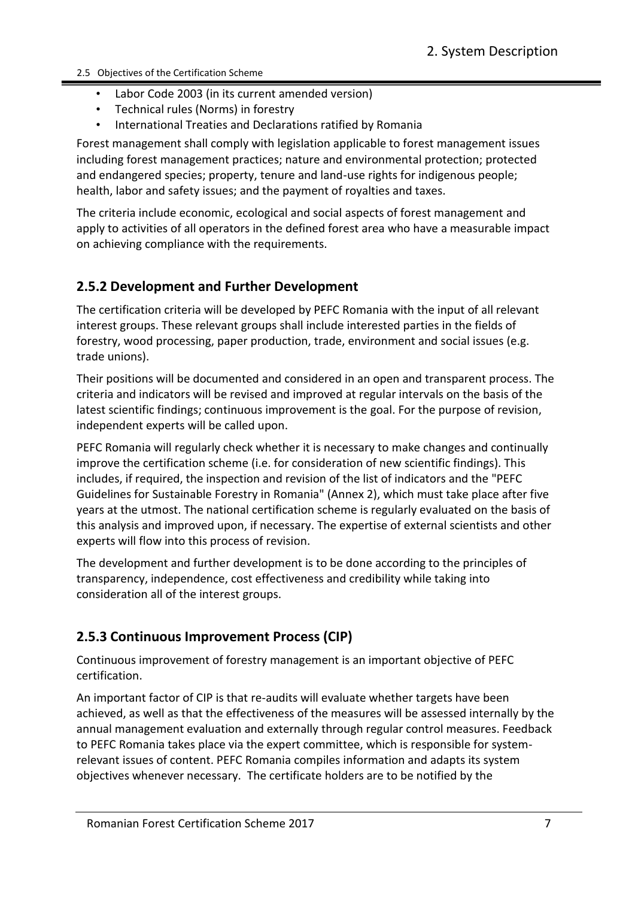- Labor Code 2003 (in its current amended version)
- Technical rules (Norms) in forestry
- International Treaties and Declarations ratified by Romania

Forest management shall comply with legislation applicable to forest management issues including forest management practices; nature and environmental protection; protected and endangered species; property, tenure and land-use rights for indigenous people; health, labor and safety issues; and the payment of royalties and taxes.

The criteria include economic, ecological and social aspects of forest management and apply to activities of all operators in the defined forest area who have a measurable impact on achieving compliance with the requirements.

## 2.5.2 Development and Further Development

The certification criteria will be developed by PEFC Romania with the input of all relevant interest groups. These relevant groups shall include interested parties in the fields of forestry, wood processing, paper production, trade, environment and social issues (e.g. trade unions).

Their positions will be documented and considered in an open and transparent process. The criteria and indicators will be revised and improved at regular intervals on the basis of the latest scientific findings; continuous improvement is the goal. For the purpose of revision, independent experts will be called upon.

PEFC Romania will regularly check whether it is necessary to make changes and continually improve the certification scheme (i.e. for consideration of new scientific findings). This includes, if required, the inspection and revision of the list of indicators and the "PEFC Guidelines for Sustainable Forestry in Romania" (Annex 2), which must take place after five years at the utmost. The national certification scheme is regularly evaluated on the basis of this analysis and improved upon, if necessary. The expertise of external scientists and other experts will flow into this process of revision.

The development and further development is to be done according to the principles of transparency, independence, cost effectiveness and credibility while taking into consideration all of the interest groups.

## 2.5.3 Continuous Improvement Process (CIP)

Continuous improvement of forestry management is an important objective of PEFC certification.

An important factor of CIP is that re-audits will evaluate whether targets have been achieved, as well as that the effectiveness of the measures will be assessed internally by the annual management evaluation and externally through regular control measures. Feedback to PEFC Romania takes place via the expert committee, which is responsible for system-relevant issues of content. PEFC Romania compiles information and adapts its system objectives whenever necessary. The certificate holders are to be notified by the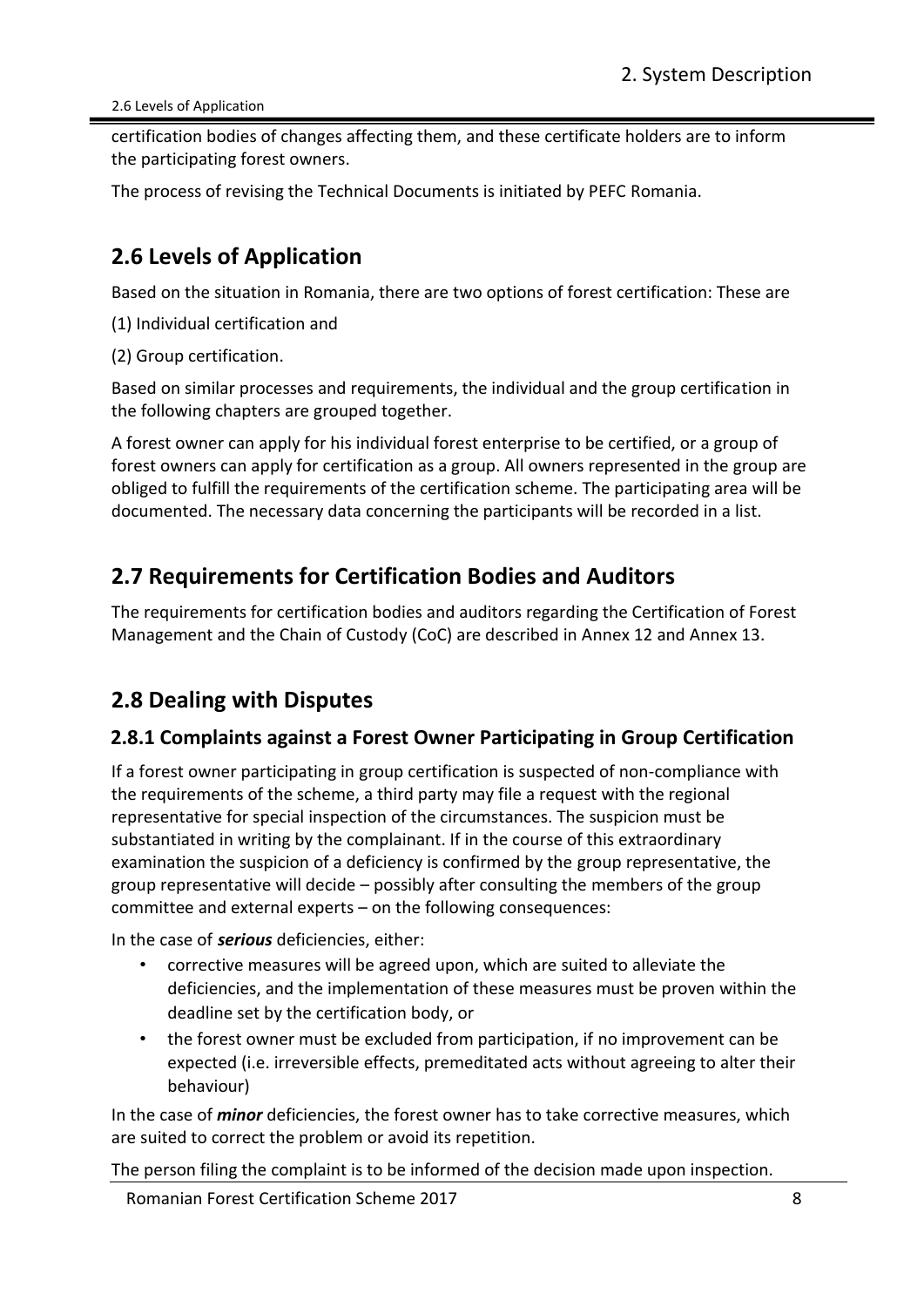certification bodies of changes affecting them, and these certificate holders are to inform the participating forest owners.

The process of revising the Technical Documents is initiated by PEFC Romania.

## 2.6 Levels of Application

Based on the situation in Romania, there are two options of forest certification: These are

(1) Individual certification and

(2) Group certification.

Based on similar processes and requirements, the individual and the group certification in the following chapters are grouped together.

A forest owner can apply for his individual forest enterprise to be certified, or a group of forest owners can apply for certification as a group. All owners represented in the group are obliged to fulfill the requirements of the certification scheme. The participating area will be documented. The necessary data concerning the participants will be recorded in a list.

## 2.7 Requirements for Certification Bodies and Auditors

The requirements for certification bodies and auditors regarding the Certification of Forest Management and the Chain of Custody (CoC) are described in Annex 12 and Annex 13.

## 2.8 Dealing with Disputes

### 2.8.1 Complaints against a Forest Owner Participating in Group Certification

If a forest owner participating in group certification is suspected of non-compliance with the requirements of the scheme, a third party may file a request with the regional representative for special inspection of the circumstances. The suspicion must be substantiated in writing by the complainant. If in the course of this extraordinary examination the suspicion of a deficiency is confirmed by the group representative, the group representative will decide – possibly after consulting the members of the group committee and external experts – on the following consequences:

In the case of ***serious*** deficiencies, either:

- corrective measures will be agreed upon, which are suited to alleviate the deficiencies, and the implementation of these measures must be proven within the deadline set by the certification body, or
- the forest owner must be excluded from participation, if no improvement can be expected (i.e. irreversible effects, premeditated acts without agreeing to alter their behaviour)

In the case of ***minor*** deficiencies, the forest owner has to take corrective measures, which are suited to correct the problem or avoid its repetition.

The person filing the complaint is to be informed of the decision made upon inspection.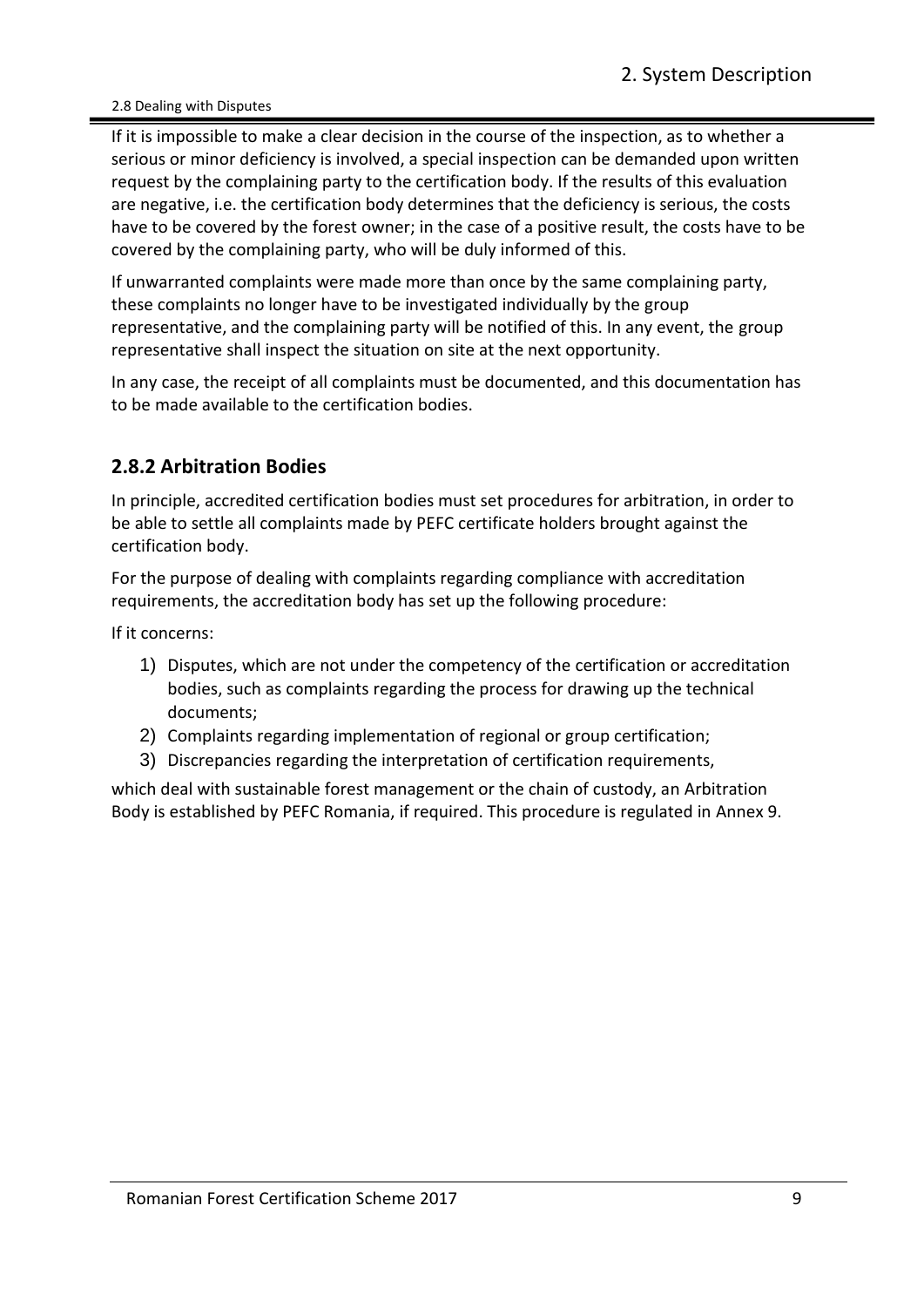If it is impossible to make a clear decision in the course of the inspection, as to whether a serious or minor deficiency is involved, a special inspection can be demanded upon written request by the complaining party to the certification body. If the results of this evaluation are negative, i.e. the certification body determines that the deficiency is serious, the costs have to be covered by the forest owner; in the case of a positive result, the costs have to be covered by the complaining party, who will be duly informed of this.

If unwarranted complaints were made more than once by the same complaining party, these complaints no longer have to be investigated individually by the group representative, and the complaining party will be notified of this. In any event, the group representative shall inspect the situation on site at the next opportunity.

In any case, the receipt of all complaints must be documented, and this documentation has to be made available to the certification bodies.

## 2.8.2 Arbitration Bodies

In principle, accredited certification bodies must set procedures for arbitration, in order to be able to settle all complaints made by PEFC certificate holders brought against the certification body.

For the purpose of dealing with complaints regarding compliance with accreditation requirements, the accreditation body has set up the following procedure:

If it concerns:

1) Disputes, which are not under the competency of the certification or accreditation bodies, such as complaints regarding the process for drawing up the technical documents;
2) Complaints regarding implementation of regional or group certification;
3) Discrepancies regarding the interpretation of certification requirements,

which deal with sustainable forest management or the chain of custody, an Arbitration Body is established by PEFC Romania, if required. This procedure is regulated in Annex 9.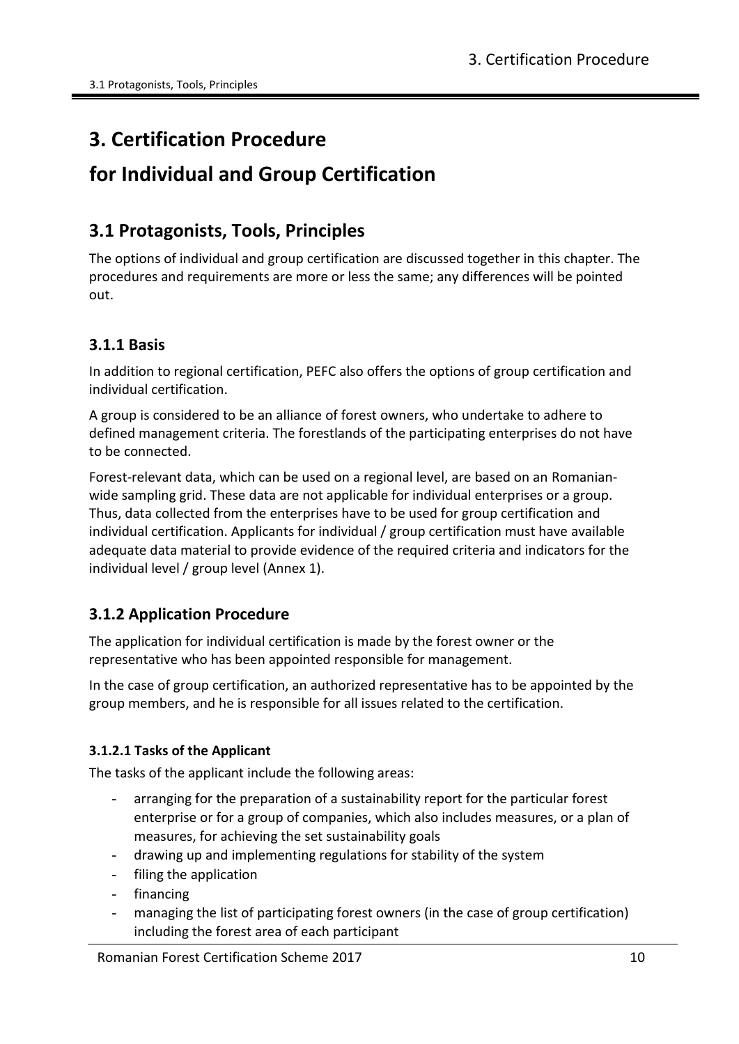# 3. Certification Procedure

# for Individual and Group Certification

## 3.1 Protagonists, Tools, Principles

The options of individual and group certification are discussed together in this chapter. The procedures and requirements are more or less the same; any differences will be pointed out.

### 3.1.1 Basis

In addition to regional certification, PEFC also offers the options of group certification and individual certification.

A group is considered to be an alliance of forest owners, who undertake to adhere to defined management criteria. The forestlands of the participating enterprises do not have to be connected.

Forest-relevant data, which can be used on a regional level, are based on an Romanian-wide sampling grid. These data are not applicable for individual enterprises or a group. Thus, data collected from the enterprises have to be used for group certification and individual certification. Applicants for individual / group certification must have available adequate data material to provide evidence of the required criteria and indicators for the individual level / group level (Annex 1).

### 3.1.2 Application Procedure

The application for individual certification is made by the forest owner or the representative who has been appointed responsible for management.

In the case of group certification, an authorized representative has to be appointed by the group members, and he is responsible for all issues related to the certification.

#### 3.1.2.1 Tasks of the Applicant

The tasks of the applicant include the following areas:

- arranging for the preparation of a sustainability report for the particular forest enterprise or for a group of companies, which also includes measures, or a plan of measures, for achieving the set sustainability goals
- drawing up and implementing regulations for stability of the system
- filing the application
- financing
- managing the list of participating forest owners (in the case of group certification) including the forest area of each participant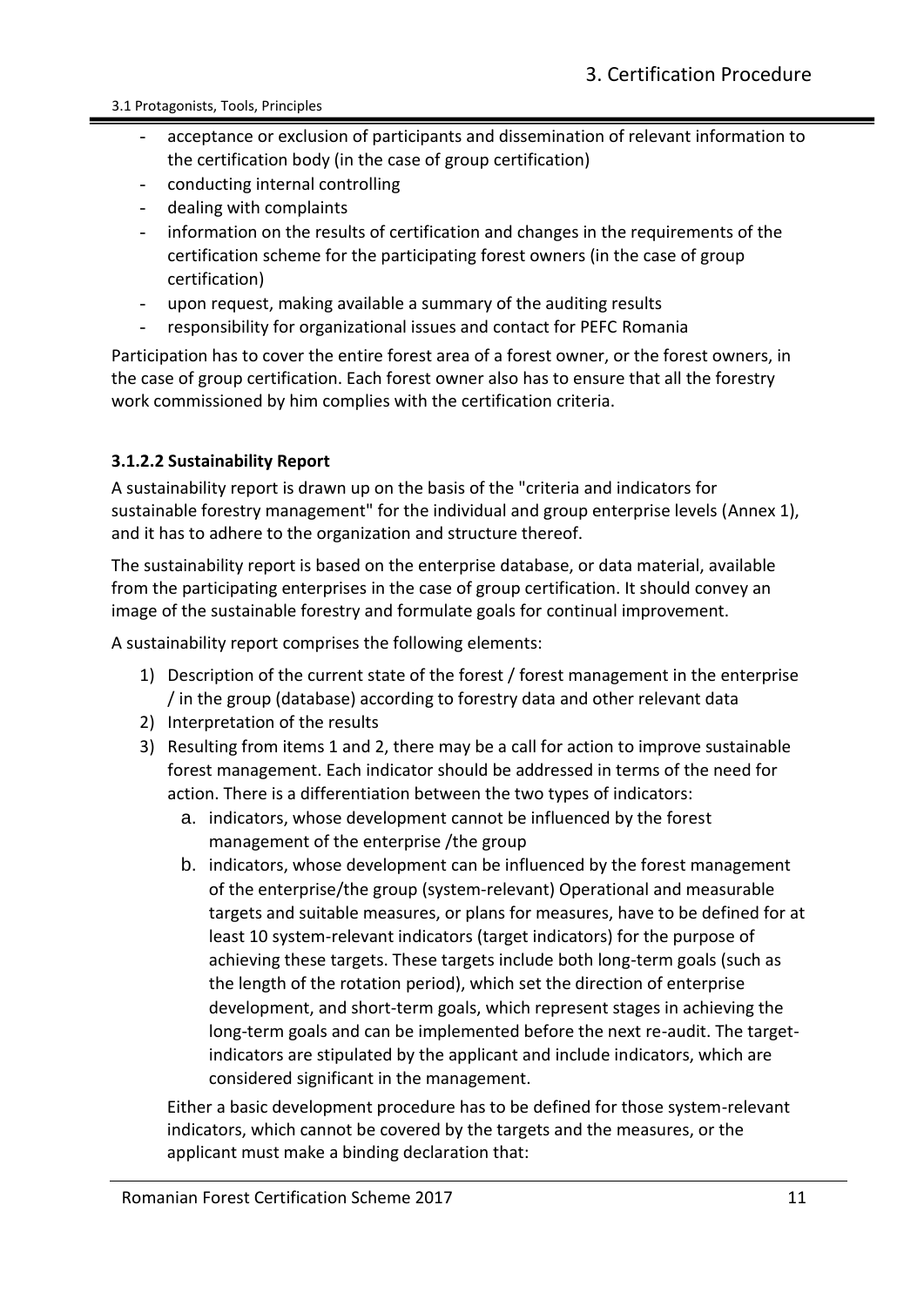- acceptance or exclusion of participants and dissemination of relevant information to the certification body (in the case of group certification)
- conducting internal controlling
- dealing with complaints
- information on the results of certification and changes in the requirements of the certification scheme for the participating forest owners (in the case of group certification)
- upon request, making available a summary of the auditing results
- responsibility for organizational issues and contact for PEFC Romania

Participation has to cover the entire forest area of a forest owner, or the forest owners, in the case of group certification. Each forest owner also has to ensure that all the forestry work commissioned by him complies with the certification criteria.

#### 3.1.2.2 Sustainability Report

A sustainability report is drawn up on the basis of the "criteria and indicators for sustainable forestry management" for the individual and group enterprise levels (Annex 1), and it has to adhere to the organization and structure thereof.

The sustainability report is based on the enterprise database, or data material, available from the participating enterprises in the case of group certification. It should convey an image of the sustainable forestry and formulate goals for continual improvement.

A sustainability report comprises the following elements:

1) Description of the current state of the forest / forest management in the enterprise / in the group (database) according to forestry data and other relevant data
2) Interpretation of the results
3) Resulting from items 1 and 2, there may be a call for action to improve sustainable forest management. Each indicator should be addressed in terms of the need for action. There is a differentiation between the two types of indicators:
   a. indicators, whose development cannot be influenced by the forest management of the enterprise /the group
   b. indicators, whose development can be influenced by the forest management of the enterprise/the group (system-relevant) Operational and measurable targets and suitable measures, or plans for measures, have to be defined for at least 10 system-relevant indicators (target indicators) for the purpose of achieving these targets. These targets include both long-term goals (such as the length of the rotation period), which set the direction of enterprise development, and short-term goals, which represent stages in achieving the long-term goals and can be implemented before the next re-audit. The target-indicators are stipulated by the applicant and include indicators, which are considered significant in the management.

   Either a basic development procedure has to be defined for those system-relevant indicators, which cannot be covered by the targets and the measures, or the applicant must make a binding declaration that: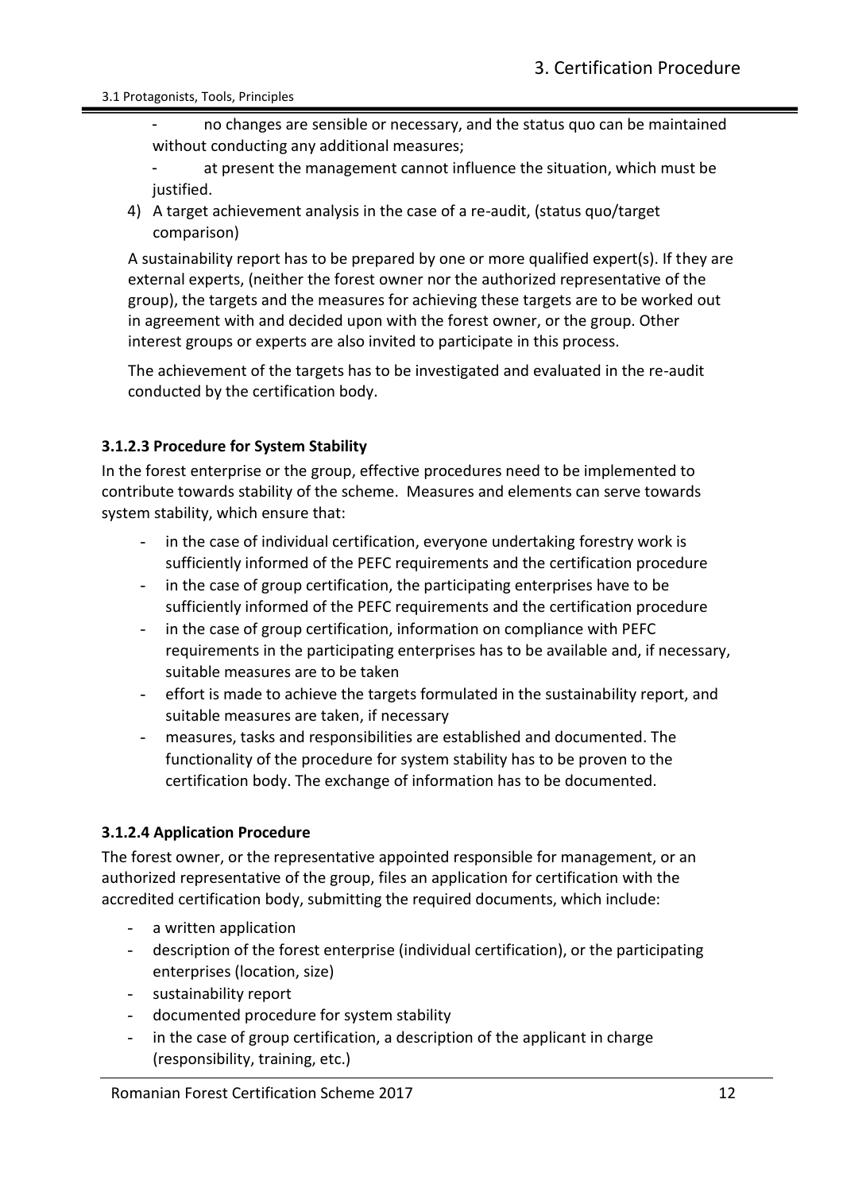- no changes are sensible or necessary, and the status quo can be maintained without conducting any additional measures;
- at present the management cannot influence the situation, which must be justified.

4) A target achievement analysis in the case of a re-audit, (status quo/target comparison)

A sustainability report has to be prepared by one or more qualified expert(s). If they are external experts, (neither the forest owner nor the authorized representative of the group), the targets and the measures for achieving these targets are to be worked out in agreement with and decided upon with the forest owner, or the group. Other interest groups or experts are also invited to participate in this process.

The achievement of the targets has to be investigated and evaluated in the re-audit conducted by the certification body.

#### 3.1.2.3 Procedure for System Stability

In the forest enterprise or the group, effective procedures need to be implemented to contribute towards stability of the scheme. Measures and elements can serve towards system stability, which ensure that:

- in the case of individual certification, everyone undertaking forestry work is sufficiently informed of the PEFC requirements and the certification procedure
- in the case of group certification, the participating enterprises have to be sufficiently informed of the PEFC requirements and the certification procedure
- in the case of group certification, information on compliance with PEFC requirements in the participating enterprises has to be available and, if necessary, suitable measures are to be taken
- effort is made to achieve the targets formulated in the sustainability report, and suitable measures are taken, if necessary
- measures, tasks and responsibilities are established and documented. The functionality of the procedure for system stability has to be proven to the certification body. The exchange of information has to be documented.

#### 3.1.2.4 Application Procedure

The forest owner, or the representative appointed responsible for management, or an authorized representative of the group, files an application for certification with the accredited certification body, submitting the required documents, which include:

- a written application
- description of the forest enterprise (individual certification), or the participating enterprises (location, size)
- sustainability report
- documented procedure for system stability
- in the case of group certification, a description of the applicant in charge (responsibility, training, etc.)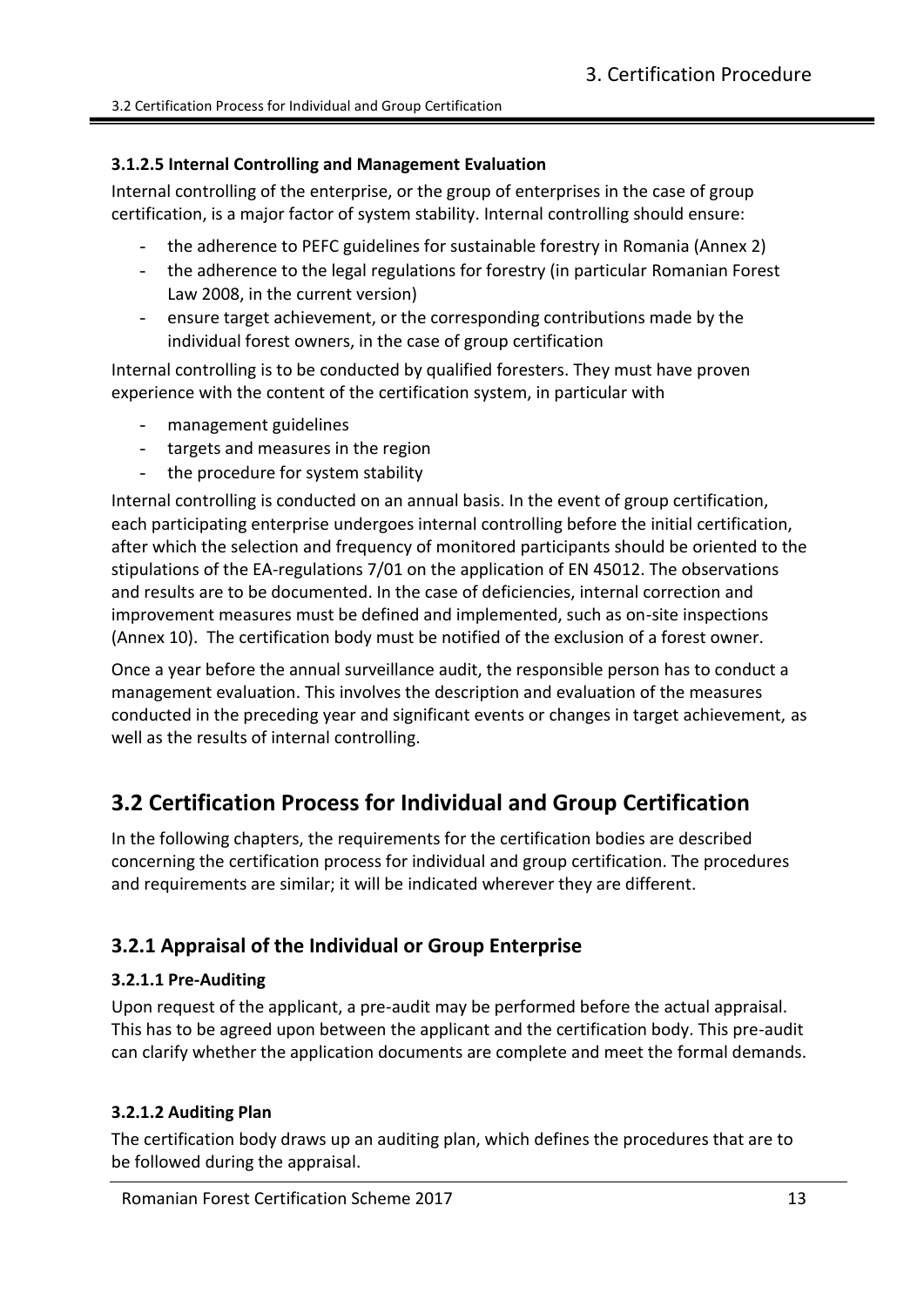#### 3.1.2.5 Internal Controlling and Management Evaluation

Internal controlling of the enterprise, or the group of enterprises in the case of group certification, is a major factor of system stability. Internal controlling should ensure:

- the adherence to PEFC guidelines for sustainable forestry in Romania (Annex 2)
- the adherence to the legal regulations for forestry (in particular Romanian Forest Law 2008, in the current version)
- ensure target achievement, or the corresponding contributions made by the individual forest owners, in the case of group certification

Internal controlling is to be conducted by qualified foresters. They must have proven experience with the content of the certification system, in particular with

- management guidelines
- targets and measures in the region
- the procedure for system stability

Internal controlling is conducted on an annual basis. In the event of group certification, each participating enterprise undergoes internal controlling before the initial certification, after which the selection and frequency of monitored participants should be oriented to the stipulations of the EA-regulations 7/01 on the application of EN 45012. The observations and results are to be documented. In the case of deficiencies, internal correction and improvement measures must be defined and implemented, such as on-site inspections (Annex 10). The certification body must be notified of the exclusion of a forest owner.

Once a year before the annual surveillance audit, the responsible person has to conduct a management evaluation. This involves the description and evaluation of the measures conducted in the preceding year and significant events or changes in target achievement, as well as the results of internal controlling.

## 3.2 Certification Process for Individual and Group Certification

In the following chapters, the requirements for the certification bodies are described concerning the certification process for individual and group certification. The procedures and requirements are similar; it will be indicated wherever they are different.

### 3.2.1 Appraisal of the Individual or Group Enterprise

#### 3.2.1.1 Pre-Auditing

Upon request of the applicant, a pre-audit may be performed before the actual appraisal. This has to be agreed upon between the applicant and the certification body. This pre-audit can clarify whether the application documents are complete and meet the formal demands.

#### 3.2.1.2 Auditing Plan

The certification body draws up an auditing plan, which defines the procedures that are to be followed during the appraisal.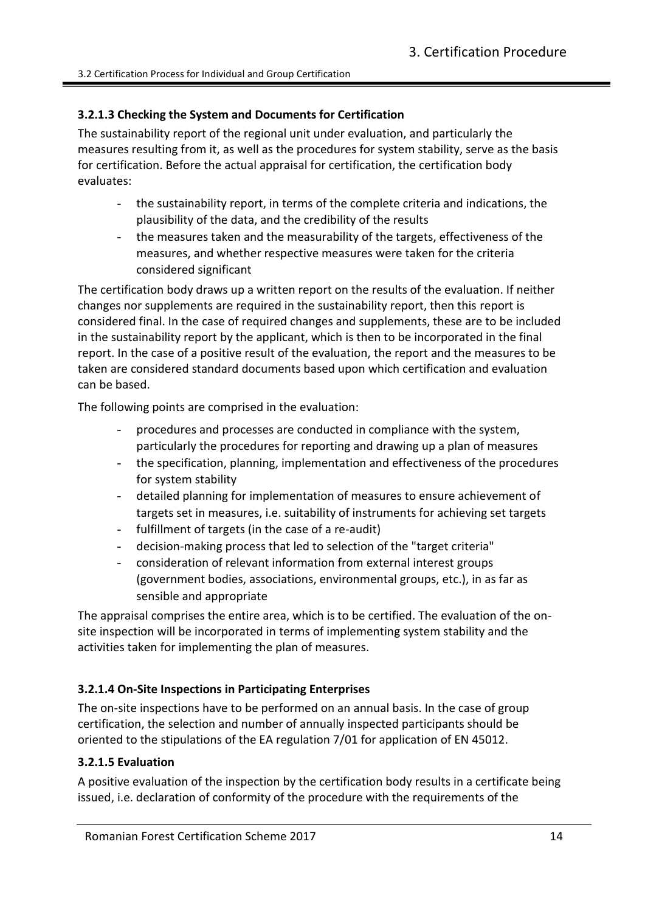### 3.2.1.3 Checking the System and Documents for Certification

The sustainability report of the regional unit under evaluation, and particularly the measures resulting from it, as well as the procedures for system stability, serve as the basis for certification. Before the actual appraisal for certification, the certification body evaluates:

- the sustainability report, in terms of the complete criteria and indications, the plausibility of the data, and the credibility of the results
- the measures taken and the measurability of the targets, effectiveness of the measures, and whether respective measures were taken for the criteria considered significant

The certification body draws up a written report on the results of the evaluation. If neither changes nor supplements are required in the sustainability report, then this report is considered final. In the case of required changes and supplements, these are to be included in the sustainability report by the applicant, which is then to be incorporated in the final report. In the case of a positive result of the evaluation, the report and the measures to be taken are considered standard documents based upon which certification and evaluation can be based.

The following points are comprised in the evaluation:

- procedures and processes are conducted in compliance with the system, particularly the procedures for reporting and drawing up a plan of measures
- the specification, planning, implementation and effectiveness of the procedures for system stability
- detailed planning for implementation of measures to ensure achievement of targets set in measures, i.e. suitability of instruments for achieving set targets
- fulfillment of targets (in the case of a re-audit)
- decision-making process that led to selection of the "target criteria"
- consideration of relevant information from external interest groups (government bodies, associations, environmental groups, etc.), in as far as sensible and appropriate

The appraisal comprises the entire area, which is to be certified. The evaluation of the on-site inspection will be incorporated in terms of implementing system stability and the activities taken for implementing the plan of measures.

### 3.2.1.4 On-Site Inspections in Participating Enterprises

The on-site inspections have to be performed on an annual basis. In the case of group certification, the selection and number of annually inspected participants should be oriented to the stipulations of the EA regulation 7/01 for application of EN 45012.

### 3.2.1.5 Evaluation

A positive evaluation of the inspection by the certification body results in a certificate being issued, i.e. declaration of conformity of the procedure with the requirements of the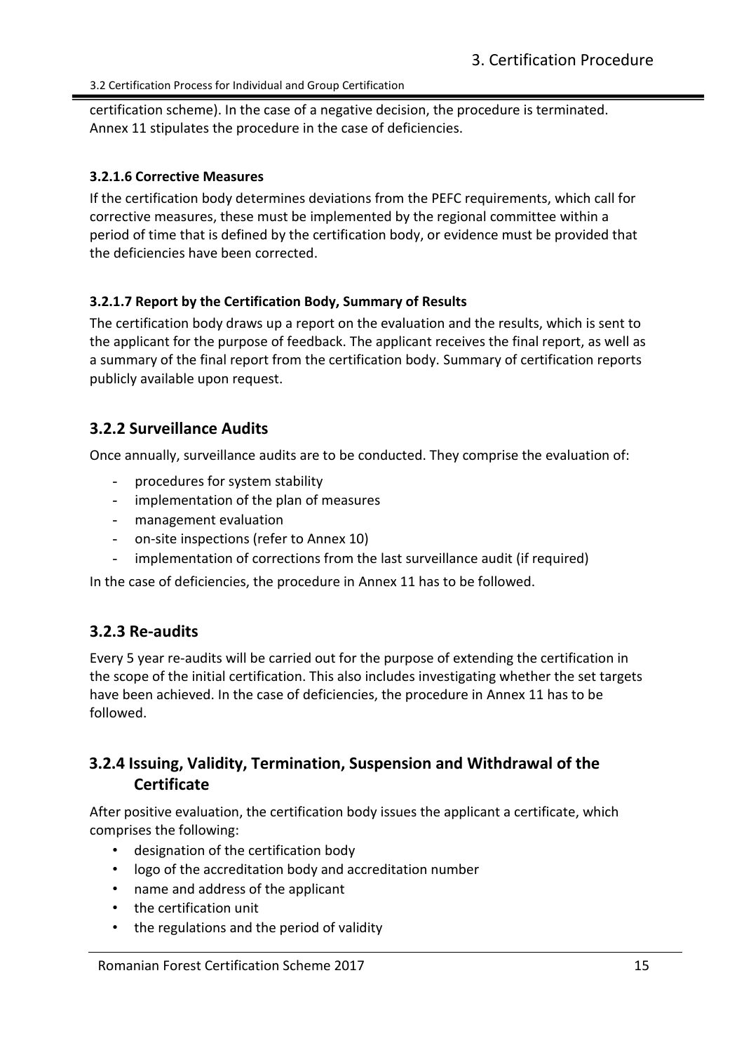certification scheme). In the case of a negative decision, the procedure is terminated. Annex 11 stipulates the procedure in the case of deficiencies.

#### 3.2.1.6 Corrective Measures

If the certification body determines deviations from the PEFC requirements, which call for corrective measures, these must be implemented by the regional committee within a period of time that is defined by the certification body, or evidence must be provided that the deficiencies have been corrected.

#### 3.2.1.7 Report by the Certification Body, Summary of Results

The certification body draws up a report on the evaluation and the results, which is sent to the applicant for the purpose of feedback. The applicant receives the final report, as well as a summary of the final report from the certification body. Summary of certification reports publicly available upon request.

### 3.2.2 Surveillance Audits

Once annually, surveillance audits are to be conducted. They comprise the evaluation of:

- procedures for system stability
- implementation of the plan of measures
- management evaluation
- on-site inspections (refer to Annex 10)
- implementation of corrections from the last surveillance audit (if required)

In the case of deficiencies, the procedure in Annex 11 has to be followed.

### 3.2.3 Re-audits

Every 5 year re-audits will be carried out for the purpose of extending the certification in the scope of the initial certification. This also includes investigating whether the set targets have been achieved. In the case of deficiencies, the procedure in Annex 11 has to be followed.

### 3.2.4 Issuing, Validity, Termination, Suspension and Withdrawal of the Certificate

After positive evaluation, the certification body issues the applicant a certificate, which comprises the following:

- designation of the certification body
- logo of the accreditation body and accreditation number
- name and address of the applicant
- the certification unit
- the regulations and the period of validity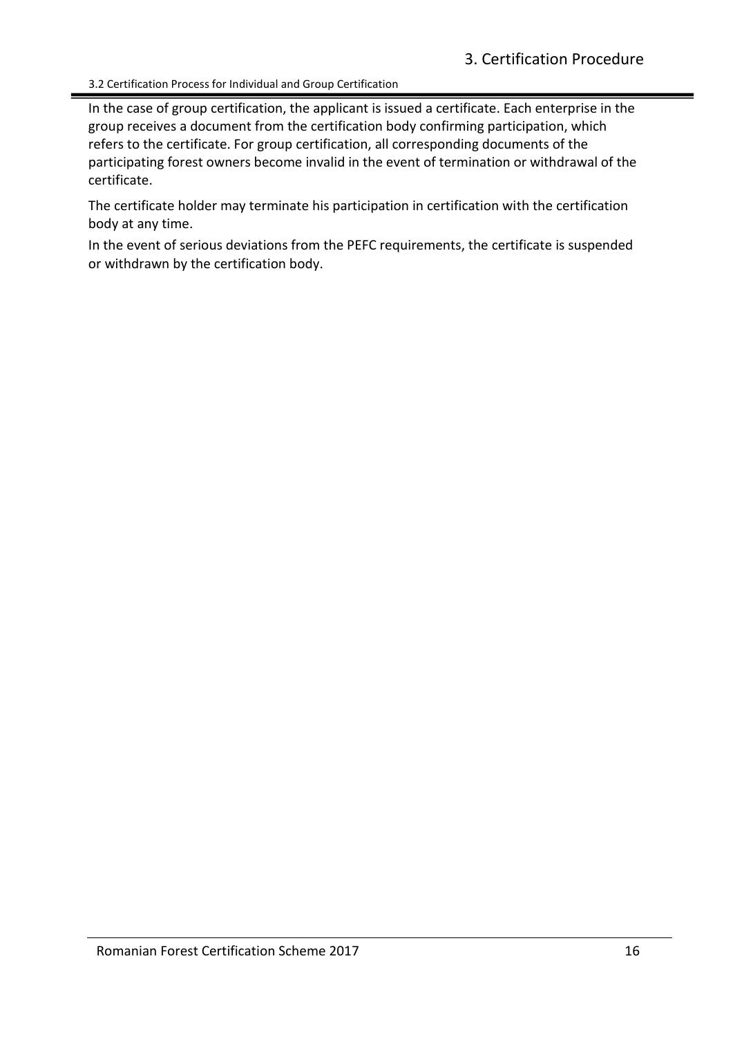In the case of group certification, the applicant is issued a certificate. Each enterprise in the group receives a document from the certification body confirming participation, which refers to the certificate. For group certification, all corresponding documents of the participating forest owners become invalid in the event of termination or withdrawal of the certificate.

The certificate holder may terminate his participation in certification with the certification body at any time.

In the event of serious deviations from the PEFC requirements, the certificate is suspended or withdrawn by the certification body.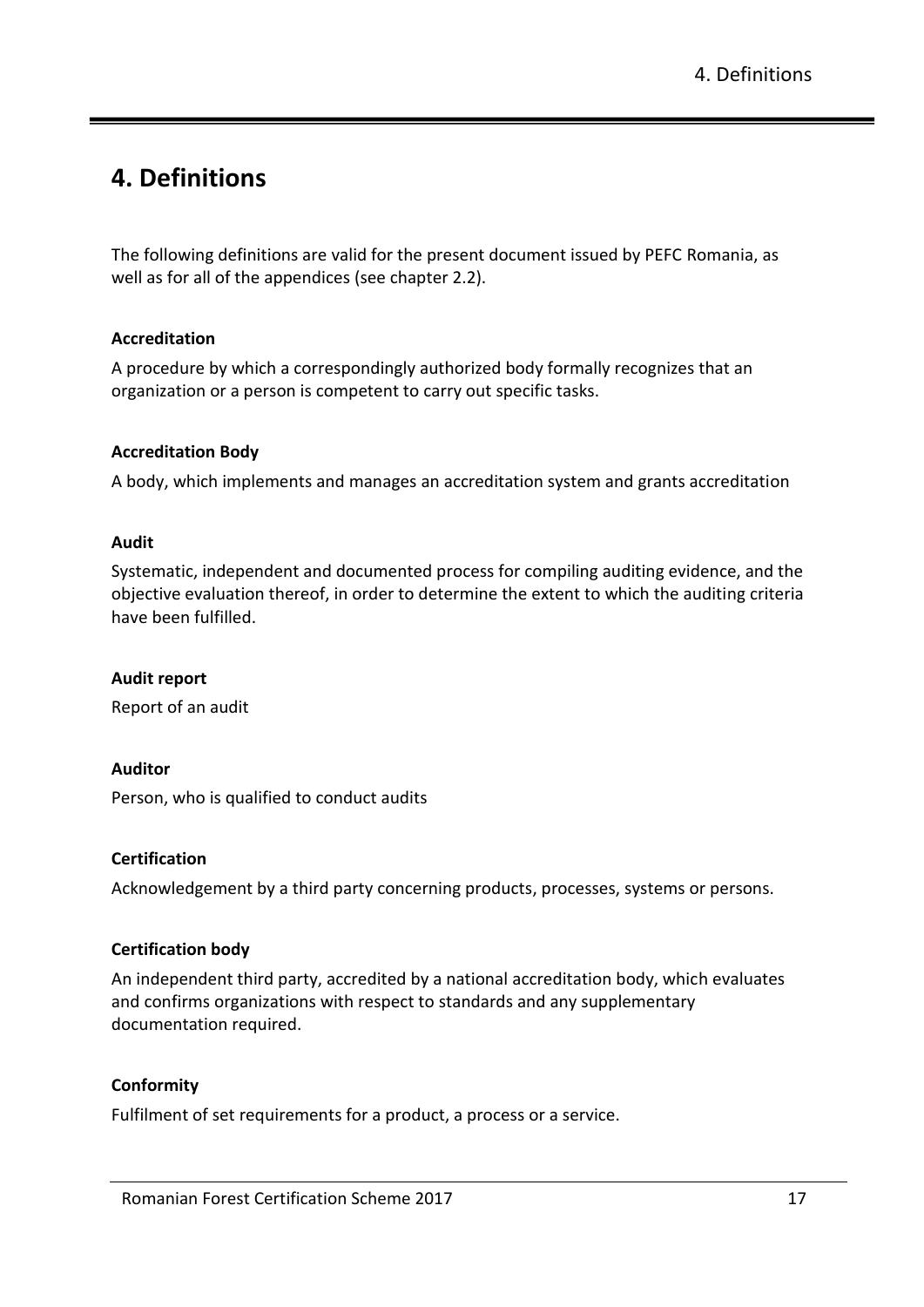# 4. Definitions

The following definitions are valid for the present document issued by PEFC Romania, as well as for all of the appendices (see chapter 2.2).

**Accreditation**

A procedure by which a correspondingly authorized body formally recognizes that an organization or a person is competent to carry out specific tasks.

**Accreditation Body**

A body, which implements and manages an accreditation system and grants accreditation

**Audit**

Systematic, independent and documented process for compiling auditing evidence, and the objective evaluation thereof, in order to determine the extent to which the auditing criteria have been fulfilled.

**Audit report**

Report of an audit

**Auditor**

Person, who is qualified to conduct audits

**Certification**

Acknowledgement by a third party concerning products, processes, systems or persons.

**Certification body**

An independent third party, accredited by a national accreditation body, which evaluates and confirms organizations with respect to standards and any supplementary documentation required.

**Conformity**

Fulfilment of set requirements for a product, a process or a service.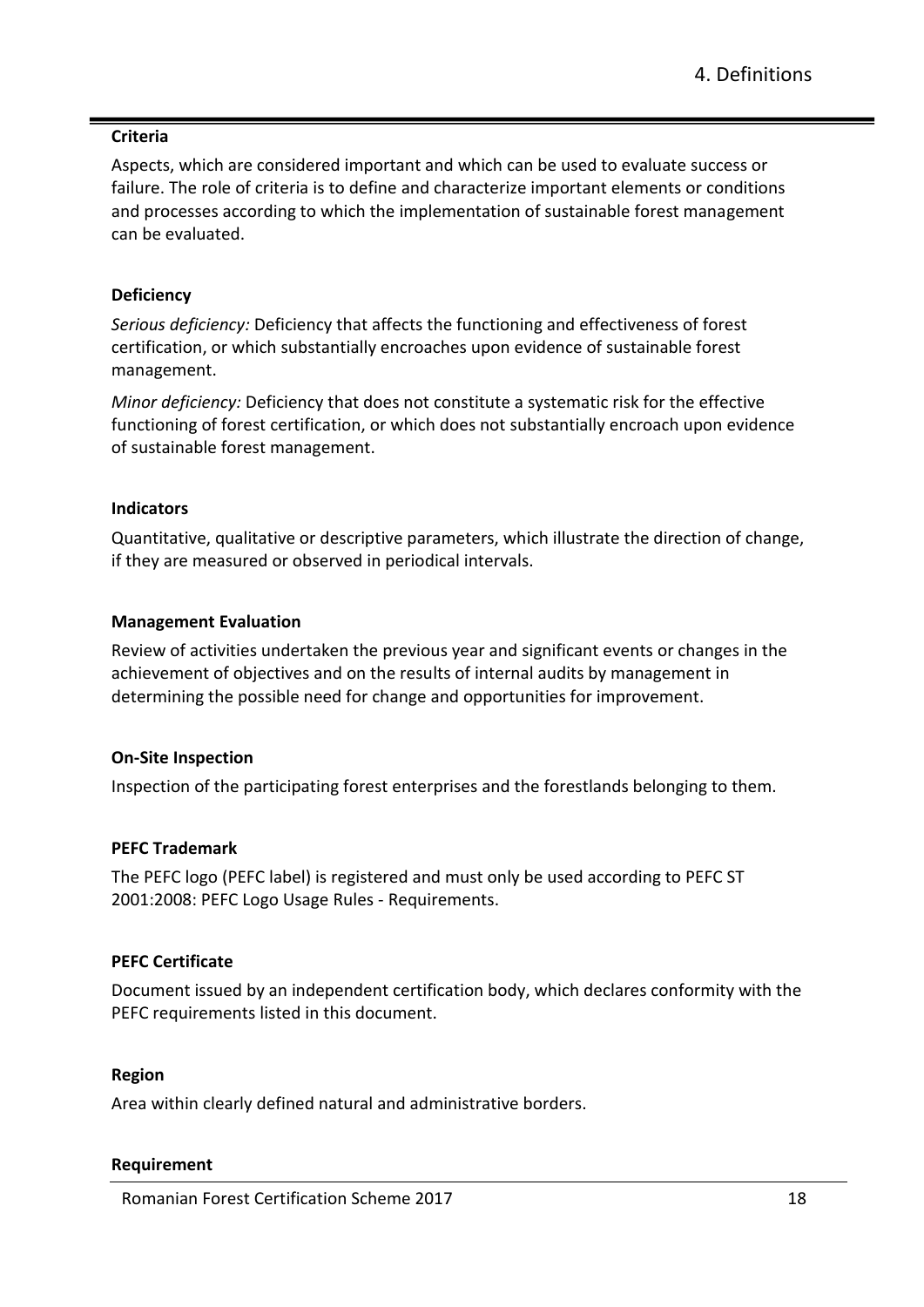**Criteria**

Aspects, which are considered important and which can be used to evaluate success or failure. The role of criteria is to define and characterize important elements or conditions and processes according to which the implementation of sustainable forest management can be evaluated.

**Deficiency**

*Serious deficiency:* Deficiency that affects the functioning and effectiveness of forest certification, or which substantially encroaches upon evidence of sustainable forest management.

*Minor deficiency:* Deficiency that does not constitute a systematic risk for the effective functioning of forest certification, or which does not substantially encroach upon evidence of sustainable forest management.

**Indicators**

Quantitative, qualitative or descriptive parameters, which illustrate the direction of change, if they are measured or observed in periodical intervals.

**Management Evaluation**

Review of activities undertaken the previous year and significant events or changes in the achievement of objectives and on the results of internal audits by management in determining the possible need for change and opportunities for improvement.

**On-Site Inspection**

Inspection of the participating forest enterprises and the forestlands belonging to them.

**PEFC Trademark**

The PEFC logo (PEFC label) is registered and must only be used according to PEFC ST 2001:2008: PEFC Logo Usage Rules - Requirements.

**PEFC Certificate**

Document issued by an independent certification body, which declares conformity with the PEFC requirements listed in this document.

**Region**

Area within clearly defined natural and administrative borders.

**Requirement**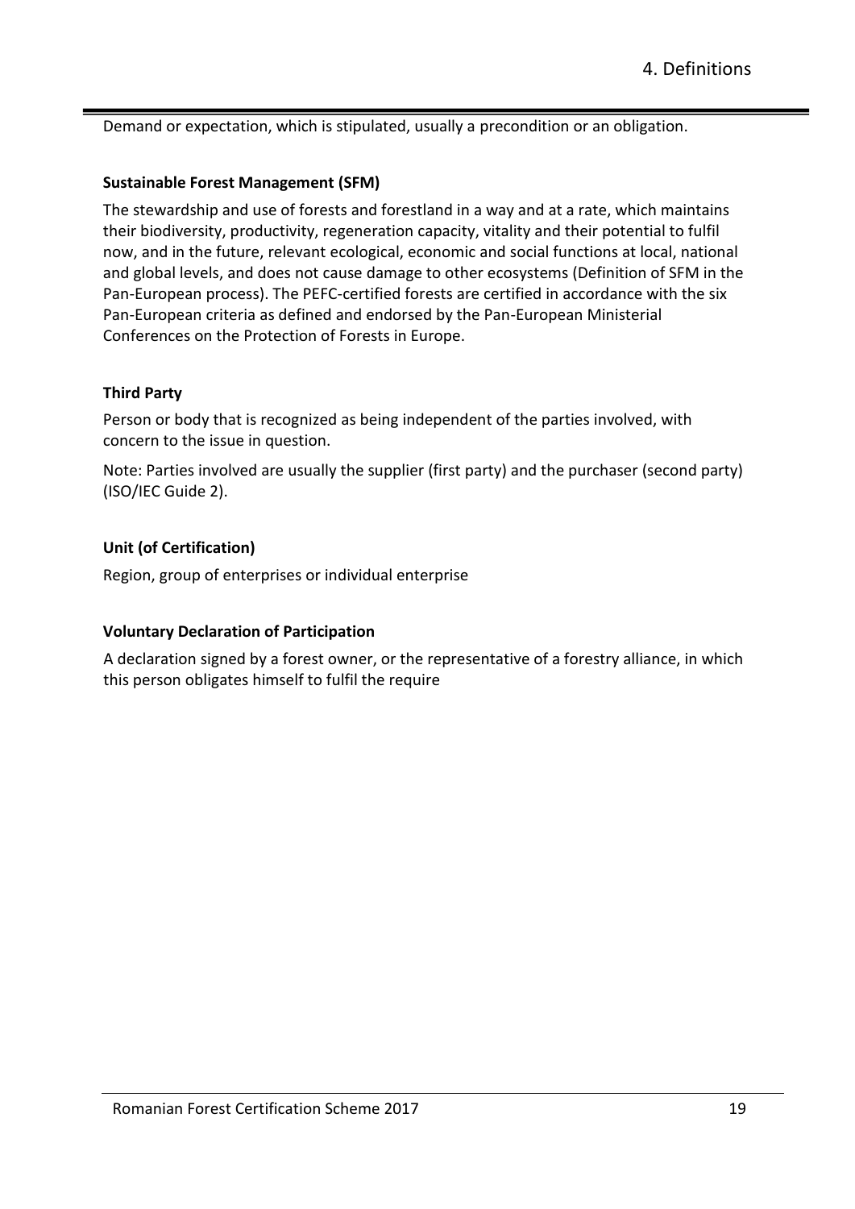Demand or expectation, which is stipulated, usually a precondition or an obligation.

**Sustainable Forest Management (SFM)**

The stewardship and use of forests and forestland in a way and at a rate, which maintains their biodiversity, productivity, regeneration capacity, vitality and their potential to fulfil now, and in the future, relevant ecological, economic and social functions at local, national and global levels, and does not cause damage to other ecosystems (Definition of SFM in the Pan-European process). The PEFC-certified forests are certified in accordance with the six Pan-European criteria as defined and endorsed by the Pan-European Ministerial Conferences on the Protection of Forests in Europe.

**Third Party**

Person or body that is recognized as being independent of the parties involved, with concern to the issue in question.

Note: Parties involved are usually the supplier (first party) and the purchaser (second party) (ISO/IEC Guide 2).

**Unit (of Certification)**

Region, group of enterprises or individual enterprise

**Voluntary Declaration of Participation**

A declaration signed by a forest owner, or the representative of a forestry alliance, in which this person obligates himself to fulfil the require